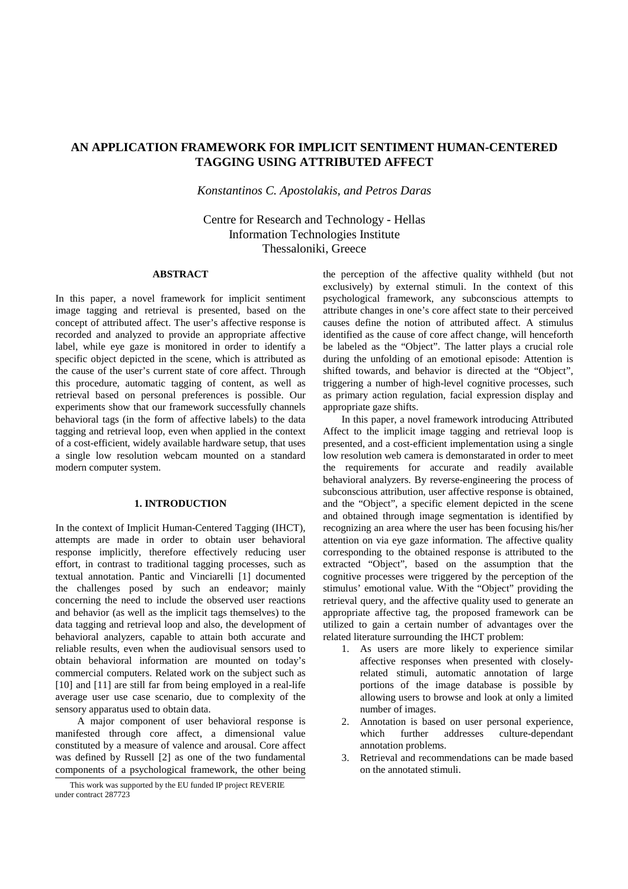# AN APPLICATION FRAMEWORK FOR IMPLICIT SENTIMENT HUMAN-CENTERED TAGGING USING ATTRIBUTED AFFECT

*Konstantinos C. Apostolakis, and Petros Daras*

Centre for Research and Technology - Hellas
Information Technologies Institute
Thessaloniki, Greece

## ABSTRACT

In this paper, a novel framework for implicit sentiment image tagging and retrieval is presented, based on the concept of attributed affect. The user's affective response is recorded and analyzed to provide an appropriate affective label, while eye gaze is monitored in order to identify a specific object depicted in the scene, which is attributed as the cause of the user's current state of core affect. Through this procedure, automatic tagging of content, as well as retrieval based on personal preferences is possible. Our experiments show that our framework successfully channels behavioral tags (in the form of affective labels) to the data tagging and retrieval loop, even when applied in the context of a cost-efficient, widely available hardware setup, that uses a single low resolution webcam mounted on a standard modern computer system.

## 1. INTRODUCTION

In the context of Implicit Human-Centered Tagging (IHCT), attempts are made in order to obtain user behavioral response implicitly, therefore effectively reducing user effort, in contrast to traditional tagging processes, such as textual annotation. Pantic and Vinciarelli [1] documented the challenges posed by such an endeavor; mainly concerning the need to include the observed user reactions and behavior (as well as the implicit tags themselves) to the data tagging and retrieval loop and also, the development of behavioral analyzers, capable to attain both accurate and reliable results, even when the audiovisual sensors used to obtain behavioral information are mounted on today's commercial computers. Related work on the subject such as [10] and [11] are still far from being employed in a real-life average user use case scenario, due to complexity of the sensory apparatus used to obtain data.

A major component of user behavioral response is manifested through core affect, a dimensional value constituted by a measure of valence and arousal. Core affect was defined by Russell [2] as one of the two fundamental components of a psychological framework, the other being the perception of the affective quality withheld (but not exclusively) by external stimuli. In the context of this psychological framework, any subconscious attempts to attribute changes in one's core affect state to their perceived causes define the notion of attributed affect. A stimulus identified as the cause of core affect change, will henceforth be labeled as the "Object". The latter plays a crucial role during the unfolding of an emotional episode: Attention is shifted towards, and behavior is directed at the "Object", triggering a number of high-level cognitive processes, such as primary action regulation, facial expression display and appropriate gaze shifts.

In this paper, a novel framework introducing Attributed Affect to the implicit image tagging and retrieval loop is presented, and a cost-efficient implementation using a single low resolution web camera is demonstarated in order to meet the requirements for accurate and readily available behavioral analyzers. By reverse-engineering the process of subconscious attribution, user affective response is obtained, and the "Object", a specific element depicted in the scene and obtained through image segmentation is identified by recognizing an area where the user has been focusing his/her attention on via eye gaze information. The affective quality corresponding to the obtained response is attributed to the extracted "Object", based on the assumption that the cognitive processes were triggered by the perception of the stimulus' emotional value. With the "Object" providing the retrieval query, and the affective quality used to generate an appropriate affective tag, the proposed framework can be utilized to gain a certain number of advantages over the related literature surrounding the IHCT problem:

1. As users are more likely to experience similar affective responses when presented with closely-related stimuli, automatic annotation of large portions of the image database is possible by allowing users to browse and look at only a limited number of images.
2. Annotation is based on user personal experience, which further addresses culture-dependant annotation problems.
3. Retrieval and recommendations can be made based on the annotated stimuli.

This work was supported by the EU funded IP project REVERIE under contract 287723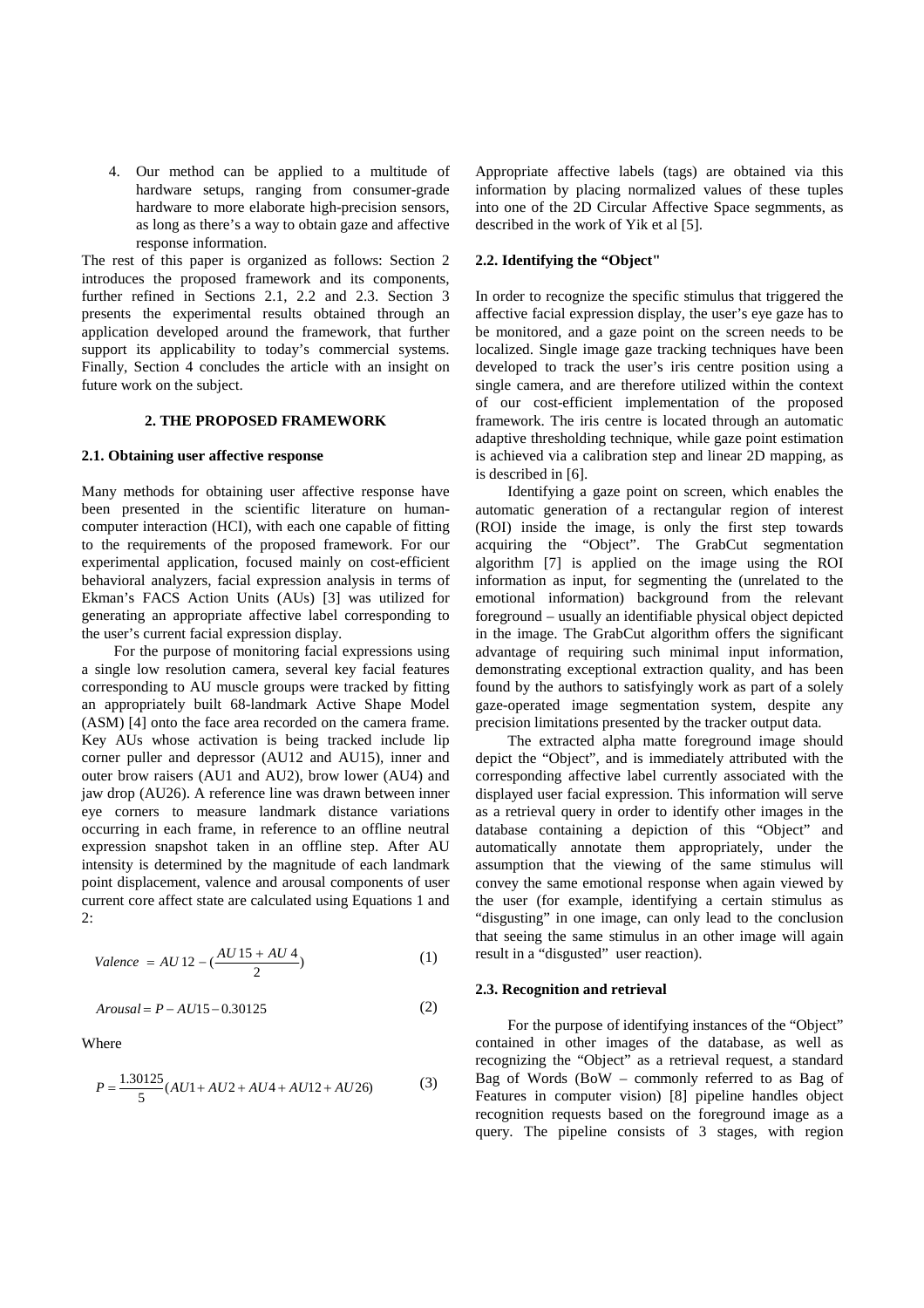4. Our method can be applied to a multitude of hardware setups, ranging from consumer-grade hardware to more elaborate high-precision sensors, as long as there's a way to obtain gaze and affective response information.

The rest of this paper is organized as follows: Section 2 introduces the proposed framework and its components, further refined in Sections 2.1, 2.2 and 2.3. Section 3 presents the experimental results obtained through an application developed around the framework, that further support its applicability to today's commercial systems. Finally, Section 4 concludes the article with an insight on future work on the subject.

## 2. THE PROPOSED FRAMEWORK

### 2.1. Obtaining user affective response

Many methods for obtaining user affective response have been presented in the scientific literature on human-computer interaction (HCI), with each one capable of fitting to the requirements of the proposed framework. For our experimental application, focused mainly on cost-efficient behavioral analyzers, facial expression analysis in terms of Ekman's FACS Action Units (AUs) [3] was utilized for generating an appropriate affective label corresponding to the user's current facial expression display.

For the purpose of monitoring facial expressions using a single low resolution camera, several key facial features corresponding to AU muscle groups were tracked by fitting an appropriately built 68-landmark Active Shape Model (ASM) [4] onto the face area recorded on the camera frame. Key AUs whose activation is being tracked include lip corner puller and depressor (AU12 and AU15), inner and outer brow raisers (AU1 and AU2), brow lower (AU4) and jaw drop (AU26). A reference line was drawn between inner eye corners to measure landmark distance variations occurring in each frame, in reference to an offline neutral expression snapshot taken in an offline step. After AU intensity is determined by the magnitude of each landmark point displacement, valence and arousal components of user current core affect state are calculated using Equations 1 and 2:

$$Valence = AU12 - \left(\frac{AU15 + AU4}{2}\right) \tag{1}$$

$$Arousal = P - AU15 - 0.30125 \tag{2}$$

Where

$$P = \frac{1.30125}{5}(AU1 + AU2 + AU4 + AU12 + AU26) \tag{3}$$

Appropriate affective labels (tags) are obtained via this information by placing normalized values of these tuples into one of the 2D Circular Affective Space segmments, as described in the work of Yik et al [5].

### 2.2. Identifying the "Object"

In order to recognize the specific stimulus that triggered the affective facial expression display, the user's eye gaze has to be monitored, and a gaze point on the screen needs to be localized. Single image gaze tracking techniques have been developed to track the user's iris centre position using a single camera, and are therefore utilized within the context of our cost-efficient implementation of the proposed framework. The iris centre is located through an automatic adaptive thresholding technique, while gaze point estimation is achieved via a calibration step and linear 2D mapping, as is described in [6].

Identifying a gaze point on screen, which enables the automatic generation of a rectangular region of interest (ROI) inside the image, is only the first step towards acquiring the "Object". The GrabCut segmentation algorithm [7] is applied on the image using the ROI information as input, for segmenting the (unrelated to the emotional information) background from the relevant foreground – usually an identifiable physical object depicted in the image. The GrabCut algorithm offers the significant advantage of requiring such minimal input information, demonstrating exceptional extraction quality, and has been found by the authors to satisfyingly work as part of a solely gaze-operated image segmentation system, despite any precision limitations presented by the tracker output data.

The extracted alpha matte foreground image should depict the "Object", and is immediately attributed with the corresponding affective label currently associated with the displayed user facial expression. This information will serve as a retrieval query in order to identify other images in the database containing a depiction of this "Object" and automatically annotate them appropriately, under the assumption that the viewing of the same stimulus will convey the same emotional response when again viewed by the user (for example, identifying a certain stimulus as "disgusting" in one image, can only lead to the conclusion that seeing the same stimulus in an other image will again result in a "disgusted" user reaction).

### 2.3. Recognition and retrieval

For the purpose of identifying instances of the "Object" contained in other images of the database, as well as recognizing the "Object" as a retrieval request, a standard Bag of Words (BoW – commonly referred to as Bag of Features in computer vision) [8] pipeline handles object recognition requests based on the foreground image as a query. The pipeline consists of 3 stages, with region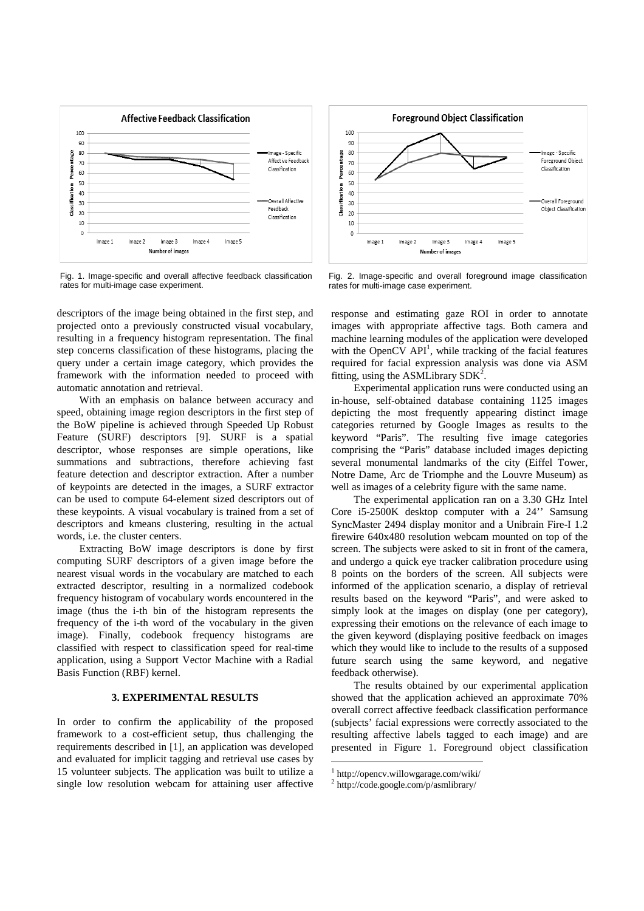Fig. 1. Image-specific and overall affective feedback classification rates for multi-image case experiment.

Fig. 2. Image-specific and overall foreground image classification rates for multi-image case experiment.

descriptors of the image being obtained in the first step, and projected onto a previously constructed visual vocabulary, resulting in a frequency histogram representation. The final step concerns classification of these histograms, placing the query under a certain image category, which provides the framework with the information needed to proceed with automatic annotation and retrieval.

With an emphasis on balance between accuracy and speed, obtaining image region descriptors in the first step of the BoW pipeline is achieved through Speeded Up Robust Feature (SURF) descriptors [9]. SURF is a spatial descriptor, whose responses are simple operations, like summations and subtractions, therefore achieving fast feature detection and descriptor extraction. After a number of keypoints are detected in the images, a SURF extractor can be used to compute 64-element sized descriptors out of these keypoints. A visual vocabulary is trained from a set of descriptors and kmeans clustering, resulting in the actual words, i.e. the cluster centers.

Extracting BoW image descriptors is done by first computing SURF descriptors of a given image before the nearest visual words in the vocabulary are matched to each extracted descriptor, resulting in a normalized codebook frequency histogram of vocabulary words encountered in the image (thus the i-th bin of the histogram represents the frequency of the i-th word of the vocabulary in the given image). Finally, codebook frequency histograms are classified with respect to classification speed for real-time application, using a Support Vector Machine with a Radial Basis Function (RBF) kernel.

## 3. EXPERIMENTAL RESULTS

In order to confirm the applicability of the proposed framework to a cost-efficient setup, thus challenging the requirements described in [1], an application was developed and evaluated for implicit tagging and retrieval use cases by 15 volunteer subjects. The application was built to utilize a single low resolution webcam for attaining user affective response and estimating gaze ROI in order to annotate images with appropriate affective tags. Both camera and machine learning modules of the application were developed with the OpenCV API[1], while tracking of the facial features required for facial expression analysis was done via ASM fitting, using the ASMLibrary SDK[2].

Experimental application runs were conducted using an in-house, self-obtained database containing 1125 images depicting the most frequently appearing distinct image categories returned by Google Images as results to the keyword "Paris". The resulting five image categories comprising the "Paris" database included images depicting several monumental landmarks of the city (Eiffel Tower, Notre Dame, Arc de Triomphe and the Louvre Museum) as well as images of a celebrity figure with the same name.

The experimental application ran on a 3.30 GHz Intel Core i5-2500K desktop computer with a 24'' Samsung SyncMaster 2494 display monitor and a Unibrain Fire-I 1.2 firewire 640x480 resolution webcam mounted on top of the screen. The subjects were asked to sit in front of the camera, and undergo a quick eye tracker calibration procedure using 8 points on the borders of the screen. All subjects were informed of the application scenario, a display of retrieval results based on the keyword "Paris", and were asked to simply look at the images on display (one per category), expressing their emotions on the relevance of each image to the given keyword (displaying positive feedback on images which they would like to include to the results of a supposed future search using the same keyword, and negative feedback otherwise).

The results obtained by our experimental application showed that the application achieved an approximate 70% overall correct affective feedback classification performance (subjects' facial expressions were correctly associated to the resulting affective labels tagged to each image) and are presented in Figure 1. Foreground object classification

[1] http://opencv.willowgarage.com/wiki/

[2] http://code.google.com/p/asmlibrary/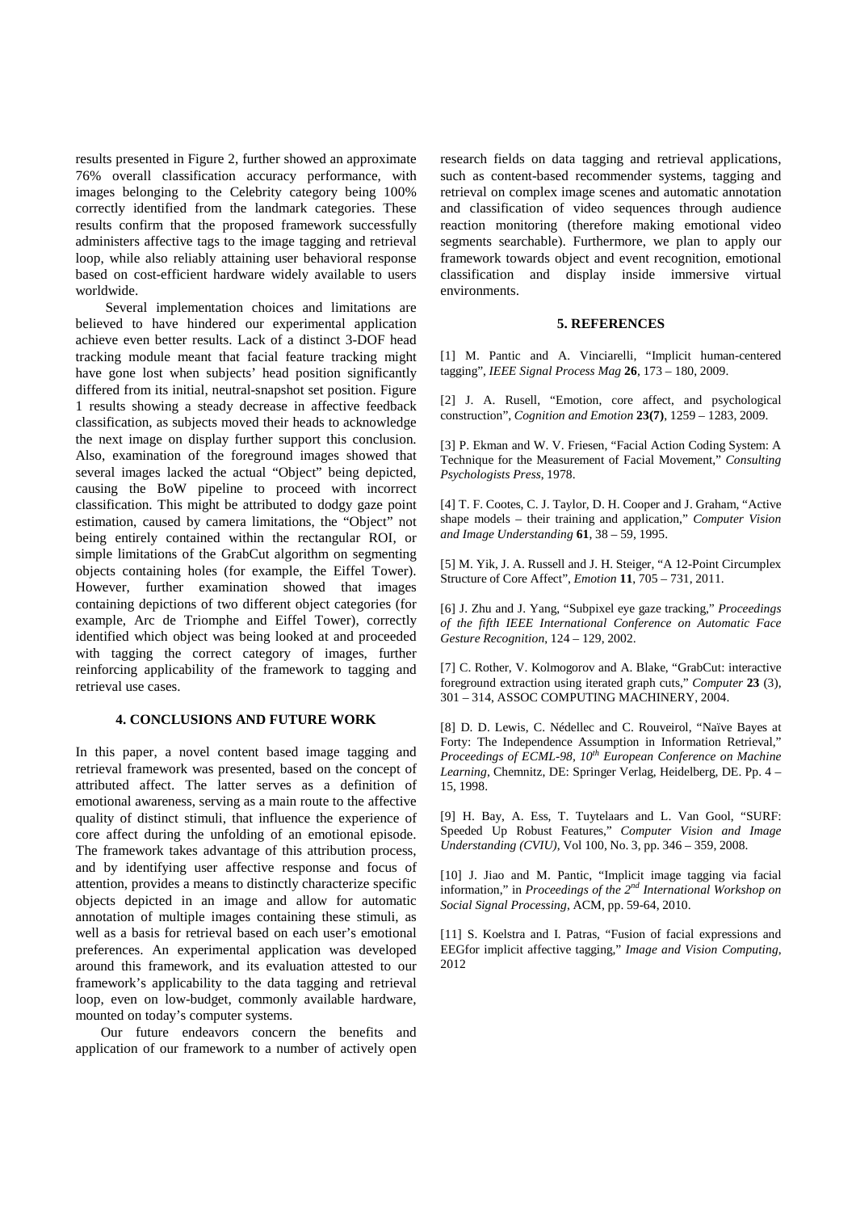results presented in Figure 2, further showed an approximate 76% overall classification accuracy performance, with images belonging to the Celebrity category being 100% correctly identified from the landmark categories. These results confirm that the proposed framework successfully administers affective tags to the image tagging and retrieval loop, while also reliably attaining user behavioral response based on cost-efficient hardware widely available to users worldwide.

Several implementation choices and limitations are believed to have hindered our experimental application achieve even better results. Lack of a distinct 3-DOF head tracking module meant that facial feature tracking might have gone lost when subjects' head position significantly differed from its initial, neutral-snapshot set position. Figure 1 results showing a steady decrease in affective feedback classification, as subjects moved their heads to acknowledge the next image on display further support this conclusion. Also, examination of the foreground images showed that several images lacked the actual "Object" being depicted, causing the BoW pipeline to proceed with incorrect classification. This might be attributed to dodgy gaze point estimation, caused by camera limitations, the "Object" not being entirely contained within the rectangular ROI, or simple limitations of the GrabCut algorithm on segmenting objects containing holes (for example, the Eiffel Tower). However, further examination showed that images containing depictions of two different object categories (for example, Arc de Triomphe and Eiffel Tower), correctly identified which object was being looked at and proceeded with tagging the correct category of images, further reinforcing applicability of the framework to tagging and retrieval use cases.

## 4. CONCLUSIONS AND FUTURE WORK

In this paper, a novel content based image tagging and retrieval framework was presented, based on the concept of attributed affect. The latter serves as a definition of emotional awareness, serving as a main route to the affective quality of distinct stimuli, that influence the experience of core affect during the unfolding of an emotional episode. The framework takes advantage of this attribution process, and by identifying user affective response and focus of attention, provides a means to distinctly characterize specific objects depicted in an image and allow for automatic annotation of multiple images containing these stimuli, as well as a basis for retrieval based on each user's emotional preferences. An experimental application was developed around this framework, and its evaluation attested to our framework's applicability to the data tagging and retrieval loop, even on low-budget, commonly available hardware, mounted on today's computer systems.

Our future endeavors concern the benefits and application of our framework to a number of actively open research fields on data tagging and retrieval applications, such as content-based recommender systems, tagging and retrieval on complex image scenes and automatic annotation and classification of video sequences through audience reaction monitoring (therefore making emotional video segments searchable). Furthermore, we plan to apply our framework towards object and event recognition, emotional classification and display inside immersive virtual environments.

## 5. REFERENCES

[1] M. Pantic and A. Vinciarelli, "Implicit human-centered tagging", *IEEE Signal Process Mag* **26**, 173 – 180, 2009.

[2] J. A. Rusell, "Emotion, core affect, and psychological construction", *Cognition and Emotion* **23(7)**, 1259 – 1283, 2009.

[3] P. Ekman and W. V. Friesen, "Facial Action Coding System: A Technique for the Measurement of Facial Movement," *Consulting Psychologists Press*, 1978.

[4] T. F. Cootes, C. J. Taylor, D. H. Cooper and J. Graham, "Active shape models – their training and application," *Computer Vision and Image Understanding* **61**, 38 – 59, 1995.

[5] M. Yik, J. A. Russell and J. H. Steiger, "A 12-Point Circumplex Structure of Core Affect", *Emotion* **11**, 705 – 731, 2011.

[6] J. Zhu and J. Yang, "Subpixel eye gaze tracking," *Proceedings of the fifth IEEE International Conference on Automatic Face Gesture Recognition*, 124 – 129, 2002.

[7] C. Rother, V. Kolmogorov and A. Blake, "GrabCut: interactive foreground extraction using iterated graph cuts," *Computer* **23** (3), 301 – 314, ASSOC COMPUTING MACHINERY, 2004.

[8] D. D. Lewis, C. Nédellec and C. Rouveirol, "Naïve Bayes at Forty: The Independence Assumption in Information Retrieval," *Proceedings of ECML-98, 10th European Conference on Machine Learning*, Chemnitz, DE: Springer Verlag, Heidelberg, DE. Pp. 4 – 15, 1998.

[9] H. Bay, A. Ess, T. Tuytelaars and L. Van Gool, "SURF: Speeded Up Robust Features," *Computer Vision and Image Understanding (CVIU)*, Vol 100, No. 3, pp. 346 – 359, 2008.

[10] J. Jiao and M. Pantic, "Implicit image tagging via facial information," in *Proceedings of the 2nd International Workshop on Social Signal Processing*, ACM, pp. 59-64, 2010.

[11] S. Koelstra and I. Patras, "Fusion of facial expressions and EEGfor implicit affective tagging," *Image and Vision Computing*, 2012